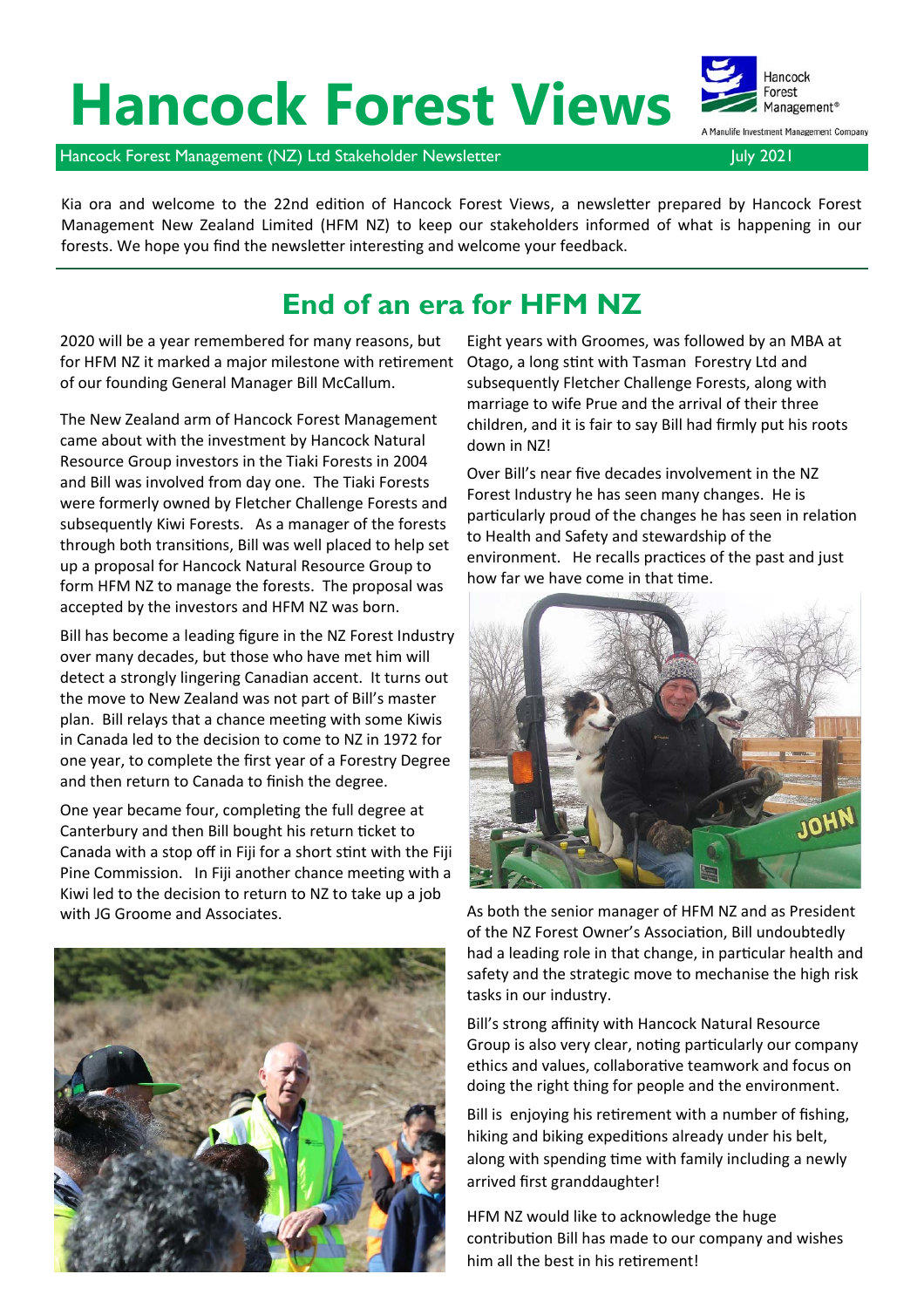# Hancock Forest Views

Hancock Forest Management (NZ) Ltd Stakeholder Newsletter — July 2021

Kia ora and welcome to the 22nd edition of Hancock Forest Views, a newsletter prepared by Hancock Forest Management New Zealand Limited (HFM NZ) to keep our stakeholders informed of what is happening in our forests. We hope you find the newsletter interesting and welcome your feedback.

## End of an era for HFM NZ

2020 will be a year remembered for many reasons, but for HFM NZ it marked a major milestone with retirement of our founding General Manager Bill McCallum.

The New Zealand arm of Hancock Forest Management came about with the investment by Hancock Natural Resource Group investors in the Tiaki Forests in 2004 and Bill was involved from day one. The Tiaki Forests were formerly owned by Fletcher Challenge Forests and subsequently Kiwi Forests. As a manager of the forests through both transitions, Bill was well placed to help set up a proposal for Hancock Natural Resource Group to form HFM NZ to manage the forests. The proposal was accepted by the investors and HFM NZ was born.

Bill has become a leading figure in the NZ Forest Industry over many decades, but those who have met him will detect a strongly lingering Canadian accent. It turns out the move to New Zealand was not part of Bill's master plan. Bill relays that a chance meeting with some Kiwis in Canada led to the decision to come to NZ in 1972 for one year, to complete the first year of a Forestry Degree and then return to Canada to finish the degree.

One year became four, completing the full degree at Canterbury and then Bill bought his return ticket to Canada with a stop off in Fiji for a short stint with the Fiji Pine Commission. In Fiji another chance meeting with a Kiwi led to the decision to return to NZ to take up a job with JG Groome and Associates.

Eight years with Groomes, was followed by an MBA at Otago, a long stint with Tasman Forestry Ltd and subsequently Fletcher Challenge Forests, along with marriage to wife Prue and the arrival of their three children, and it is fair to say Bill had firmly put his roots down in NZ!

Over Bill's near five decades involvement in the NZ Forest Industry he has seen many changes. He is particularly proud of the changes he has seen in relation to Health and Safety and stewardship of the environment. He recalls practices of the past and just how far we have come in that time.

As both the senior manager of HFM NZ and as President of the NZ Forest Owner's Association, Bill undoubtedly had a leading role in that change, in particular health and safety and the strategic move to mechanise the high risk tasks in our industry.

Bill's strong affinity with Hancock Natural Resource Group is also very clear, noting particularly our company ethics and values, collaborative teamwork and focus on doing the right thing for people and the environment.

Bill is enjoying his retirement with a number of fishing, hiking and biking expeditions already under his belt, along with spending time with family including a newly arrived first granddaughter!

HFM NZ would like to acknowledge the huge contribution Bill has made to our company and wishes him all the best in his retirement!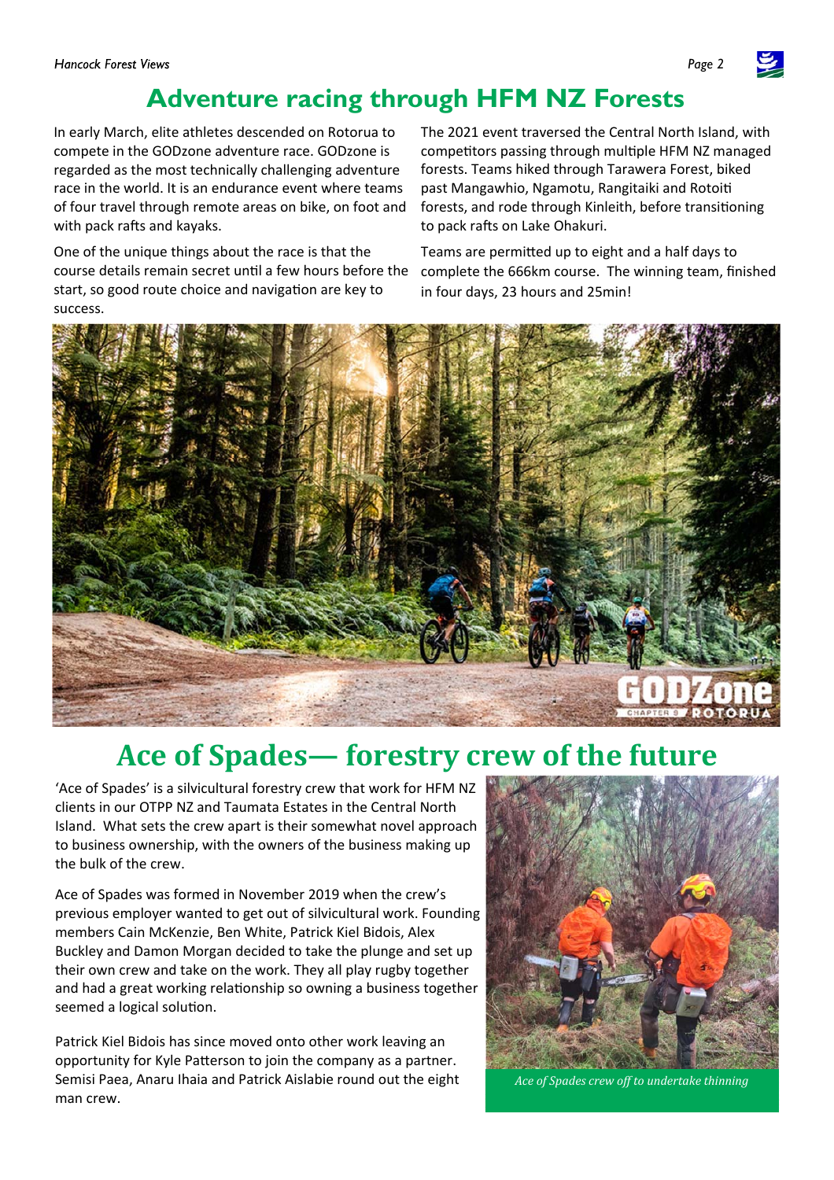# Adventure racing through HFM NZ Forests

In early March, elite athletes descended on Rotorua to compete in the GODzone adventure race. GODzone is regarded as the most technically challenging adventure race in the world. It is an endurance event where teams of four travel through remote areas on bike, on foot and with pack rafts and kayaks.

One of the unique things about the race is that the course details remain secret until a few hours before the start, so good route choice and navigation are key to success.

The 2021 event traversed the Central North Island, with competitors passing through multiple HFM NZ managed forests. Teams hiked through Tarawera Forest, biked past Mangawhio, Ngamotu, Rangitaiki and Rotoiti forests, and rode through Kinleith, before transitioning to pack rafts on Lake Ohakuri.

Teams are permitted up to eight and a half days to complete the 666km course. The winning team, finished in four days, 23 hours and 25min!

# Ace of Spades— forestry crew of the future

'Ace of Spades' is a silvicultural forestry crew that work for HFM NZ clients in our OTPP NZ and Taumata Estates in the Central North Island. What sets the crew apart is their somewhat novel approach to business ownership, with the owners of the business making up the bulk of the crew.

Ace of Spades was formed in November 2019 when the crew's previous employer wanted to get out of silvicultural work. Founding members Cain McKenzie, Ben White, Patrick Kiel Bidois, Alex Buckley and Damon Morgan decided to take the plunge and set up their own crew and take on the work. They all play rugby together and had a great working relationship so owning a business together seemed a logical solution.

Patrick Kiel Bidois has since moved onto other work leaving an opportunity for Kyle Patterson to join the company as a partner. Semisi Paea, Anaru Ihaia and Patrick Aislabie round out the eight man crew.

*Ace of Spades crew off to undertake thinning*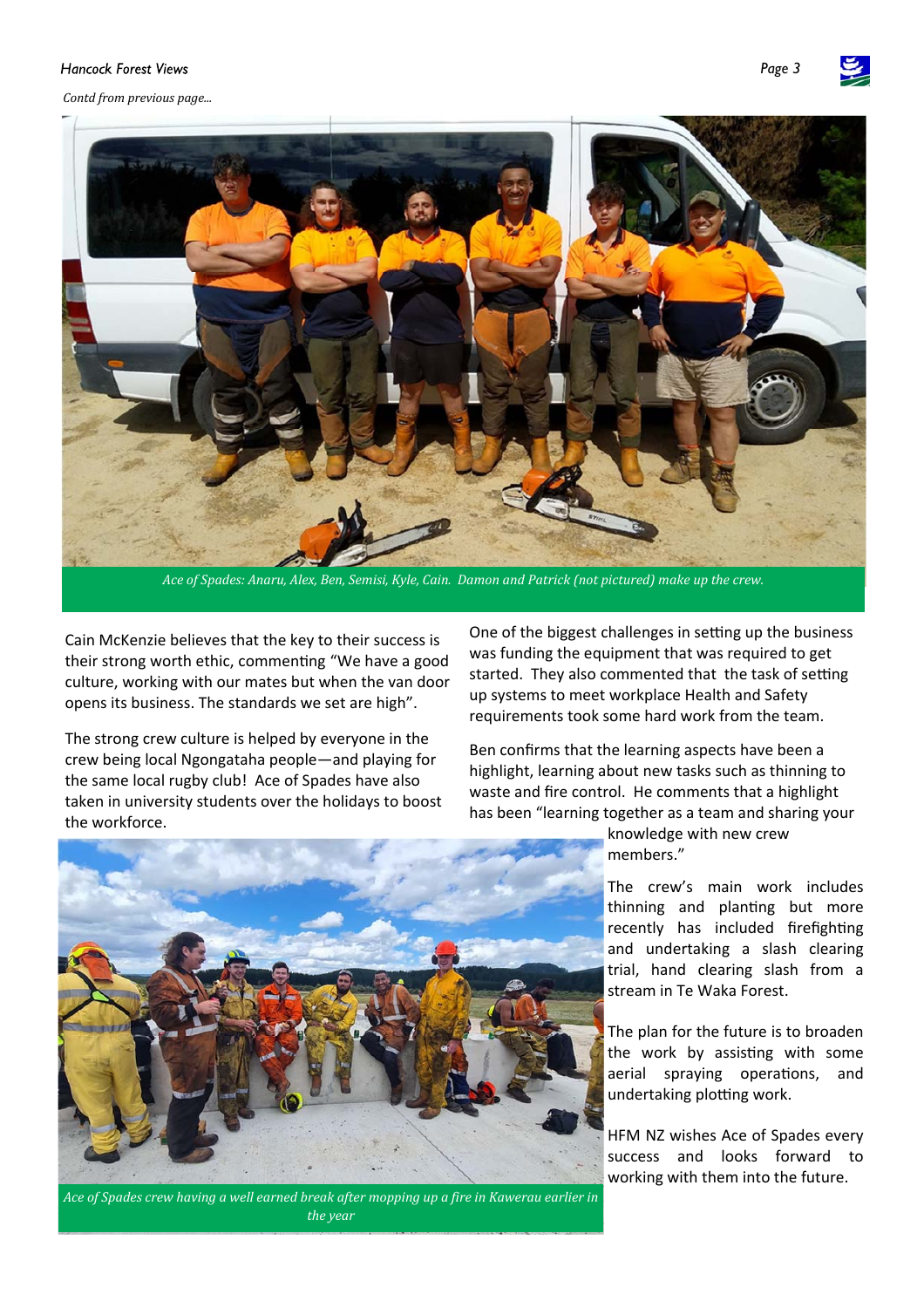*Contd from previous page...*

*Ace of Spades: Anaru, Alex, Ben, Semisi, Kyle, Cain. Damon and Patrick (not pictured) make up the crew.*

Cain McKenzie believes that the key to their success is their strong worth ethic, commenting "We have a good culture, working with our mates but when the van door opens its business. The standards we set are high".

The strong crew culture is helped by everyone in the crew being local Ngongataha people—and playing for the same local rugby club! Ace of Spades have also taken in university students over the holidays to boost the workforce.

One of the biggest challenges in setting up the business was funding the equipment that was required to get started. They also commented that the task of setting up systems to meet workplace Health and Safety requirements took some hard work from the team.

Ben confirms that the learning aspects have been a highlight, learning about new tasks such as thinning to waste and fire control. He comments that a highlight has been "learning together as a team and sharing your knowledge with new crew members."

The crew's main work includes thinning and planting but more recently has included firefighting and undertaking a slash clearing trial, hand clearing slash from a stream in Te Waka Forest.

The plan for the future is to broaden the work by assisting with some aerial spraying operations, and undertaking plotting work.

HFM NZ wishes Ace of Spades every success and looks forward to working with them into the future.

*Ace of Spades crew having a well earned break after mopping up a fire in Kawerau earlier in the year*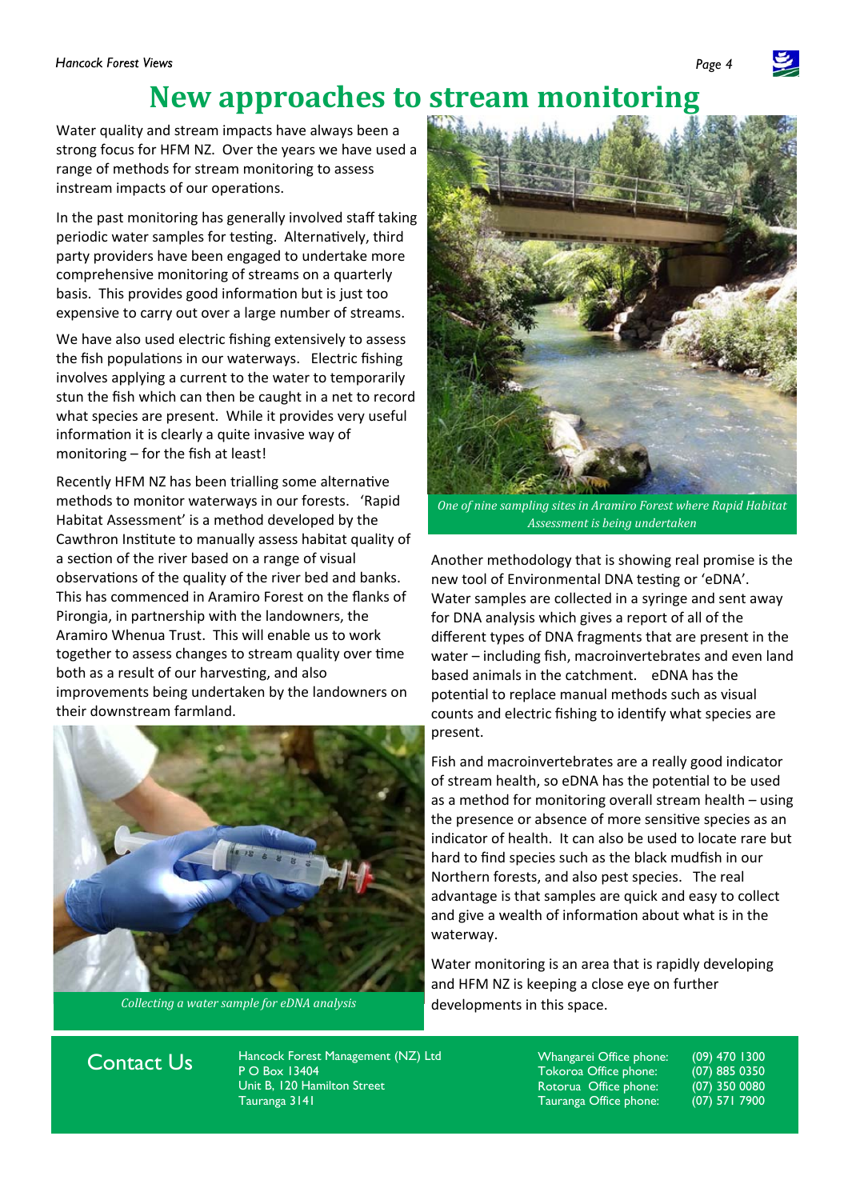# New approaches to stream monitoring

Water quality and stream impacts have always been a strong focus for HFM NZ. Over the years we have used a range of methods for stream monitoring to assess instream impacts of our operations.

In the past monitoring has generally involved staff taking periodic water samples for testing. Alternatively, third party providers have been engaged to undertake more comprehensive monitoring of streams on a quarterly basis. This provides good information but is just too expensive to carry out over a large number of streams.

We have also used electric fishing extensively to assess the fish populations in our waterways. Electric fishing involves applying a current to the water to temporarily stun the fish which can then be caught in a net to record what species are present. While it provides very useful information it is clearly a quite invasive way of monitoring – for the fish at least!

Recently HFM NZ has been trialling some alternative methods to monitor waterways in our forests. 'Rapid Habitat Assessment' is a method developed by the Cawthron Institute to manually assess habitat quality of a section of the river based on a range of visual observations of the quality of the river bed and banks. This has commenced in Aramiro Forest on the flanks of Pirongia, in partnership with the landowners, the Aramiro Whenua Trust. This will enable us to work together to assess changes to stream quality over time both as a result of our harvesting, and also improvements being undertaken by the landowners on their downstream farmland.

*Collecting a water sample for eDNA analysis*

*One of nine sampling sites in Aramiro Forest where Rapid Habitat Assessment is being undertaken*

Another methodology that is showing real promise is the new tool of Environmental DNA testing or 'eDNA'. Water samples are collected in a syringe and sent away for DNA analysis which gives a report of all of the different types of DNA fragments that are present in the water – including fish, macroinvertebrates and even land based animals in the catchment. eDNA has the potential to replace manual methods such as visual counts and electric fishing to identify what species are present.

Fish and macroinvertebrates are a really good indicator of stream health, so eDNA has the potential to be used as a method for monitoring overall stream health – using the presence or absence of more sensitive species as an indicator of health. It can also be used to locate rare but hard to find species such as the black mudfish in our Northern forests, and also pest species. The real advantage is that samples are quick and easy to collect and give a wealth of information about what is in the waterway.

Water monitoring is an area that is rapidly developing and HFM NZ is keeping a close eye on further developments in this space.

## Contact Us

Hancock Forest Management (NZ) Ltd
P O Box 13404
Unit B, 120 Hamilton Street
Tauranga 3141

| | |
|---|---|
| Whangarei Office phone: | (09) 470 1300 |
| Tokoroa Office phone: | (07) 885 0350 |
| Rotorua Office phone: | (07) 350 0080 |
| Tauranga Office phone: | (07) 571 7900 |